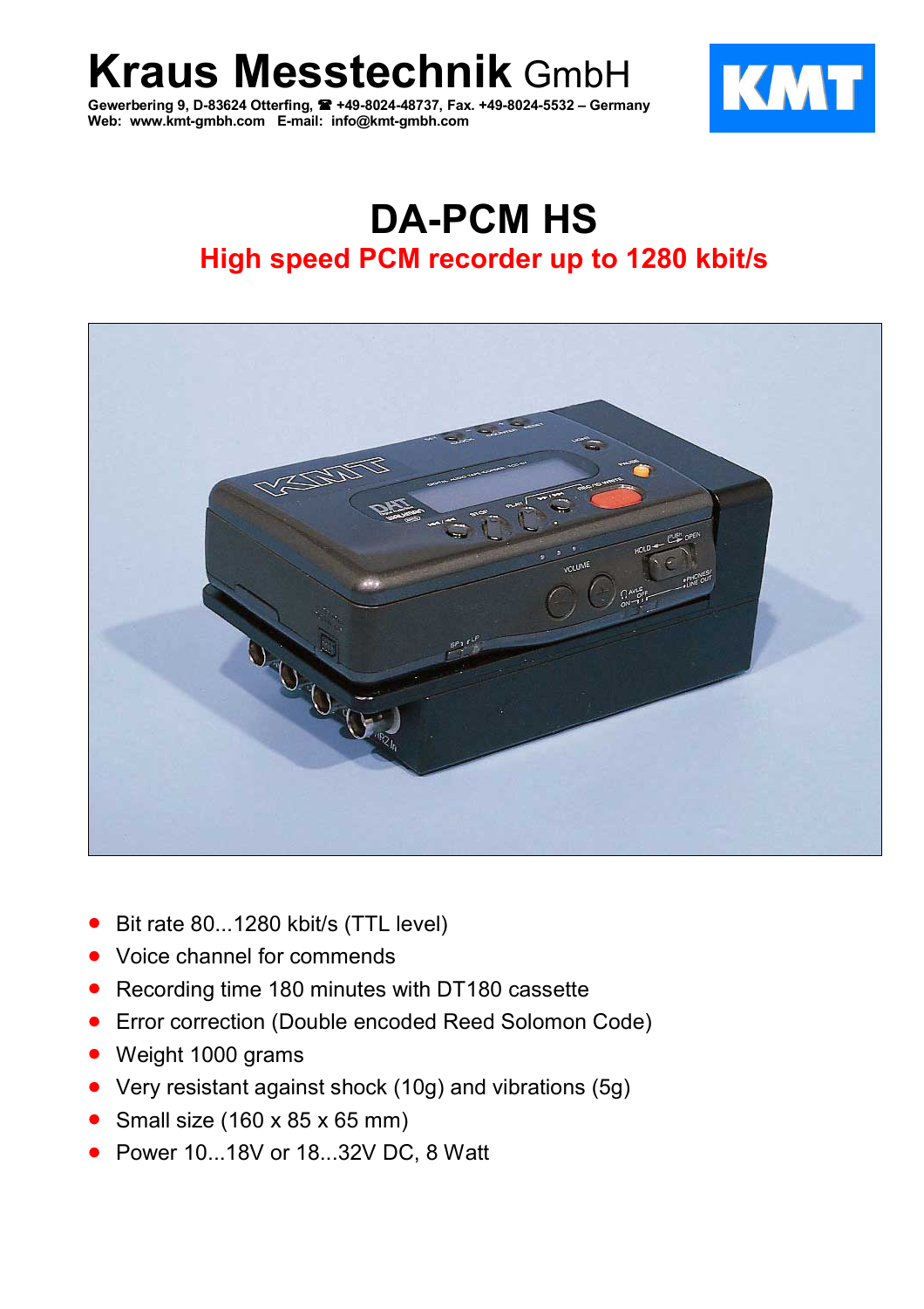# Kraus Messtechnik GmbH

**Gewerbering 9, D-83624 Otterfing, ☎ +49-8024-48737, Fax. +49-8024-5532 – Germany**
**Web: www.kmt-gmbh.com E-mail: info@kmt-gmbh.com**

# DA-PCM HS

## High speed PCM recorder up to 1280 kbit/s

- Bit rate 80...1280 kbit/s (TTL level)
- Voice channel for commends
- Recording time 180 minutes with DT180 cassette
- Error correction (Double encoded Reed Solomon Code)
- Weight 1000 grams
- Very resistant against shock (10g) and vibrations (5g)
- Small size (160 x 85 x 65 mm)
- Power 10...18V or 18...32V DC, 8 Watt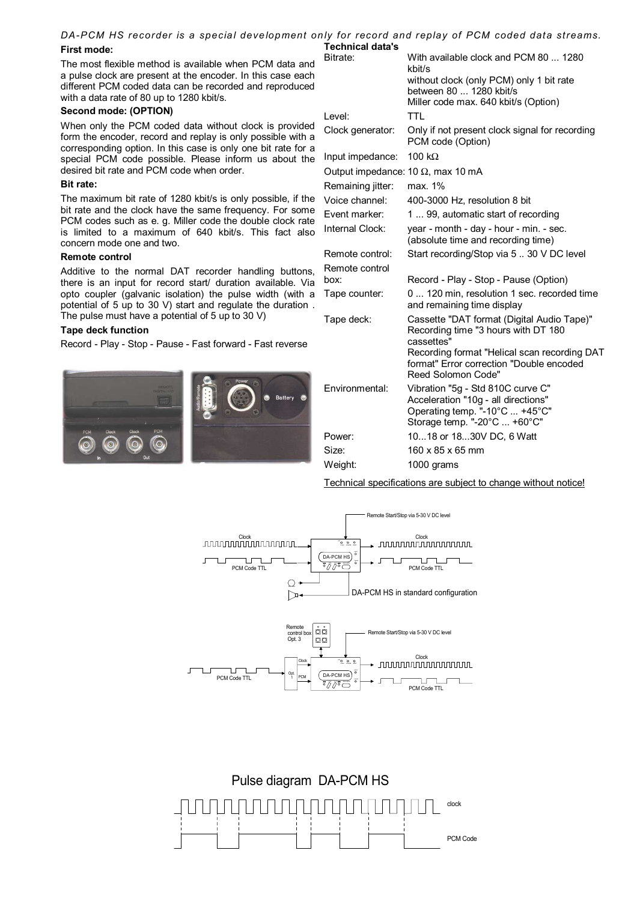*DA-PCM HS recorder is a special development only for record and replay of PCM coded data streams.*

**First mode:**

The most flexible method is available when PCM data and a pulse clock are present at the encoder. In this case each different PCM coded data can be recorded and reproduced with a data rate of 80 up to 1280 kbit/s.

**Second mode: (OPTION)**

When only the PCM coded data without clock is provided form the encoder, record and replay is only possible with a corresponding option. In this case is only one bit rate for a special PCM code possible. Please inform us about the desired bit rate and PCM code when order.

**Bit rate:**

The maximum bit rate of 1280 kbit/s is only possible, if the bit rate and the clock have the same frequency. For some PCM codes such as e. g. Miller code the double clock rate is limited to a maximum of 640 kbit/s. This fact also concern mode one and two.

**Remote control**

Additive to the normal DAT recorder handling buttons, there is an input for record start/ duration available. Via opto coupler (galvanic isolation) the pulse width (with a potential of 5 up to 30 V) start and regulate the duration . The pulse must have a potential of 5 up to 30 V)

**Tape deck function**

Record - Play - Stop - Pause - Fast forward - Fast reverse

PCM Clock Clock PCM
In Out
Audio/Remote Power Battery

**Technical data's**

| | |
|---|---|
| Bitrate: | With available clock and PCM 80 ... 1280 kbit/s<br>without clock (only PCM) only 1 bit rate between 80 ... 1280 kbit/s<br>Miller code max. 640 kbit/s (Option) |
| Level: | TTL |
| Clock generator: | Only if not present clock signal for recording PCM code (Option) |
| Input impedance: | 100 kΩ |
| Output impedance: | 10 Ω, max 10 mA |
| Remaining jitter: | max. 1% |
| Voice channel: | 400-3000 Hz, resolution 8 bit |
| Event marker: | 1 ... 99, automatic start of recording |
| Internal Clock: | year - month - day - hour - min. - sec. (absolute time and recording time) |
| Remote control: | Start recording/Stop via 5 .. 30 V DC level |
| Remote control box: | Record - Play - Stop - Pause (Option) |
| Tape counter: | 0 ... 120 min, resolution 1 sec. recorded time and remaining time display |
| Tape deck: | Cassette "DAT format (Digital Audio Tape)" Recording time "3 hours with DT 180 cassettes"<br>Recording format "Helical scan recording DAT format" Error correction "Double encoded Reed Solomon Code" |
| Environmental: | Vibration "5g - Std 810C curve C"<br>Acceleration "10g - all directions"<br>Operating temp. "-10°C ... +45°C"<br>Storage temp. "-20°C ... +60°C" |
| Power: | 10...18 or 18...30V DC, 6 Watt |
| Size: | 160 x 85 x 65 mm |
| Weight: | 1000 grams |

Technical specifications are subject to change without notice!

Remote Start/Stop via 5-30 V DC level
Clock
PCM Code TTL
DA-PCM HS
Clock
PCM Code TTL
DA-PCM HS in standard configuration

Remote control box Opt. 3
Remote Start/Stop via 5-30 V DC level
PCM Code TTL
Opt. 1
Clock
PCM
DA-PCM HS
Clock
PCM Code TTL

## Pulse diagram DA-PCM HS

clock
PCM Code